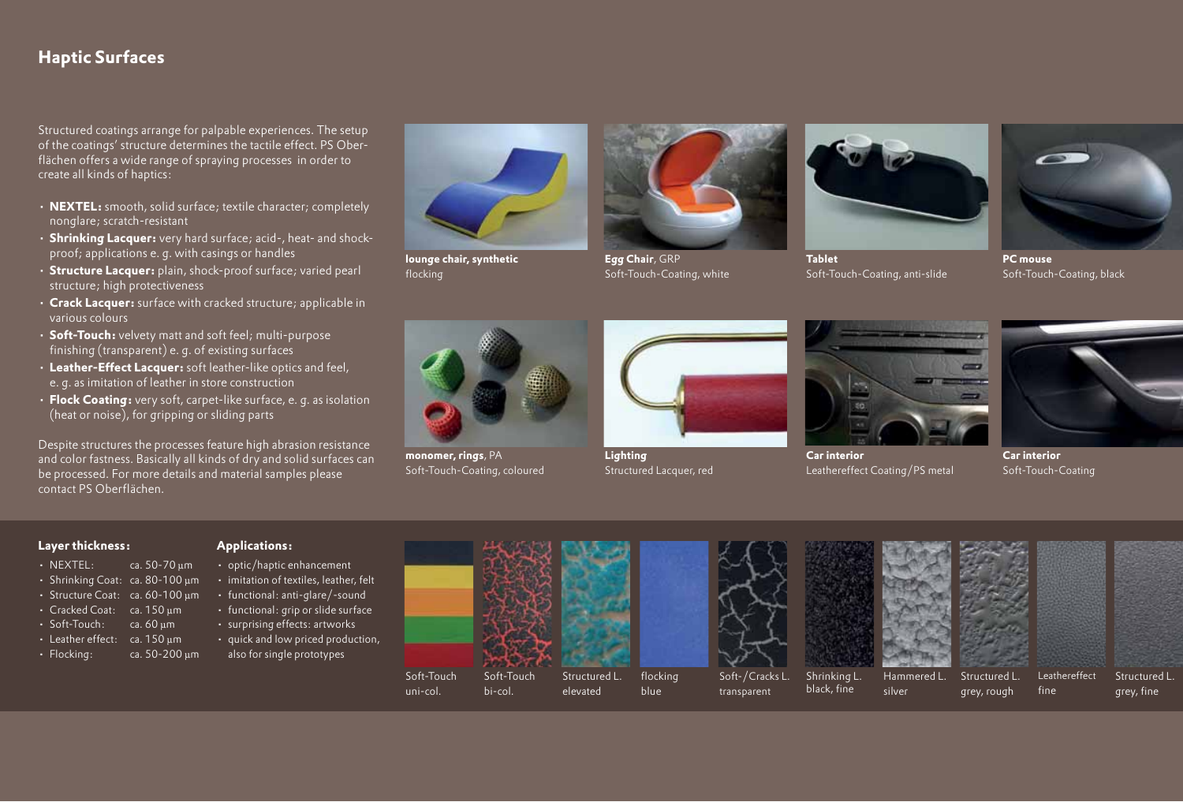## Haptic Surfaces

Structured coatings arrange for palpable experiences. The setup of the coatings' structure determines the tactile effect. PS Oberflächen offers a wide range of spraying processes in order to create all kinds of haptics:

- **NEXTEL:** smooth, solid surface; textile character; completely nonglare; scratch-resistant
- **Shrinking Lacquer:** very hard surface; acid-, heat- and shock-proof; applications e. g. with casings or handles
- **Structure Lacquer:** plain, shock-proof surface; varied pearl structure; high protectiveness
- **Crack Lacquer:** surface with cracked structure; applicable in various colours
- **Soft-Touch:** velvety matt and soft feel; multi-purpose finishing (transparent) e. g. of existing surfaces
- **Leather-Effect Lacquer:** soft leather-like optics and feel, e. g. as imitation of leather in store construction
- **Flock Coating:** very soft, carpet-like surface, e. g. as isolation (heat or noise), for gripping or sliding parts

Despite structures the processes feature high abrasion resistance and color fastness. Basically all kinds of dry and solid surfaces can be processed. For more details and material samples please contact PS Oberflächen.

**lounge chair, synthetic**
flocking

***Egg* Chair**, GRP
Soft-Touch-Coating, white

**Tablet**
Soft-Touch-Coating, anti-slide

**PC mouse**
Soft-Touch-Coating, black

**monomer, rings**, PA
Soft-Touch-Coating, coloured

**Lighting**
Structured Lacquer, red

**Car interior**
Leathereffect Coating/PS metal

**Car interior**
Soft-Touch-Coating

**Layer thickness:**

- NEXTEL: ca. 50-70 µm
- Shrinking Coat: ca. 80-100 µm
- Structure Coat: ca. 60-100 µm
- Cracked Coat: ca. 150 µm
- Soft-Touch: ca. 60 µm
- Leather effect: ca. 150 µm
- Flocking: ca. 50-200 µm

**Applications:**

- optic/haptic enhancement
- imitation of textiles, leather, felt
- functional: anti-glare/-sound
- functional: grip or slide surface
- surprising effects: artworks
- quick and low priced production, also for single prototypes

Soft-Touch uni-col.

Soft-Touch bi-col.

Structured L. elevated

flocking blue

Soft-/Cracks L. transparent

Shrinking L. black, fine

Hammered L. silver

Structured L. grey, rough

Leathereffect fine

Structured L. grey, fine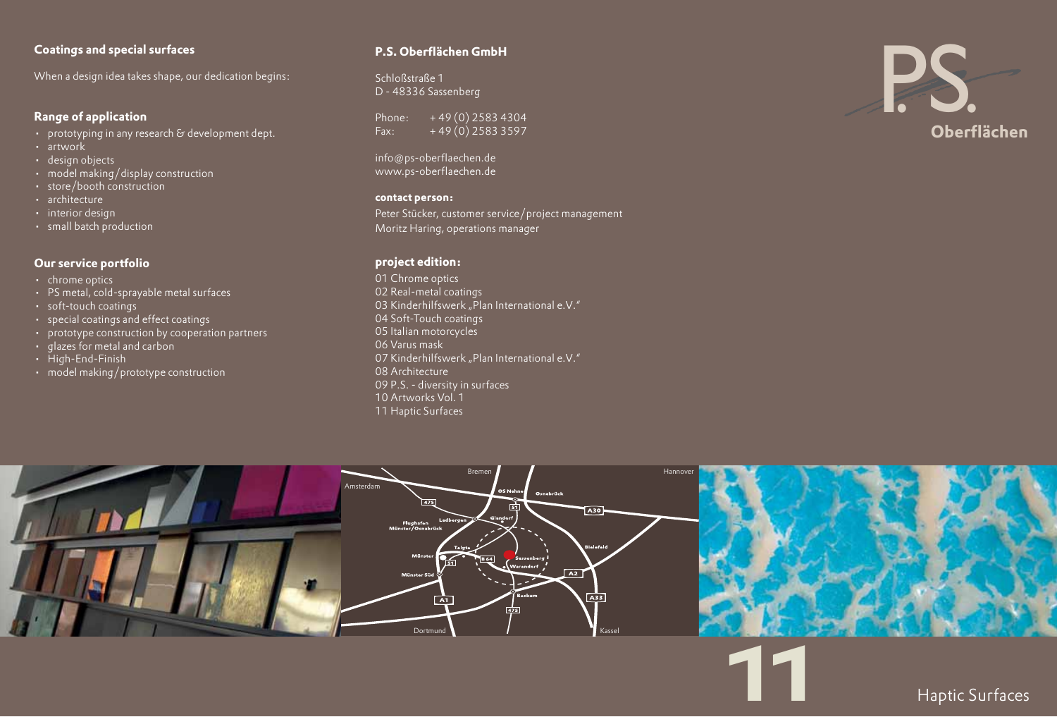## Coatings and special surfaces

When a design idea takes shape, our dedication begins:

### Range of application

- prototyping in any research & development dept.
- artwork
- design objects
- model making/display construction
- store/booth construction
- architecture
- interior design
- small batch production

### Our service portfolio

- chrome optics
- PS metal, cold-sprayable metal surfaces
- soft-touch coatings
- special coatings and effect coatings
- prototype construction by cooperation partners
- glazes for metal and carbon
- High-End-Finish
- model making/prototype construction

## P.S. Oberflächen GmbH

Schloßstraße 1
D - 48336 Sassenberg

Phone: + 49 (0) 2583 4304
Fax: + 49 (0) 2583 3597

info@ps-oberflaechen.de
www.ps-oberflaechen.de

**contact person:**

Peter Stücker, customer service/project management
Moritz Haring, operations manager

**project edition:**

01 Chrome optics
02 Real-metal coatings
03 Kinderhilfswerk „Plan International e.V."
04 Soft-Touch coatings
05 Italian motorcycles
06 Varus mask
07 Kinderhilfswerk „Plan International e.V."
08 Architecture
09 P.S. - diversity in surfaces
10 Artworks Vol. 1
11 Haptic Surfaces

P.S. Oberflächen

Bremen
Hannover
Amsterdam
OS Nahne
Osnabrück
475
51
A30
Flughafen Münster/Osnabrück
Ladbergen
Glandorf
Telgte
Bielefeld
Münster
B 64
Sassenberg
Warendorf
51
Münster Süd
A2
Beckum
A1
A33
475
Dortmund
Kassel

11

Haptic Surfaces